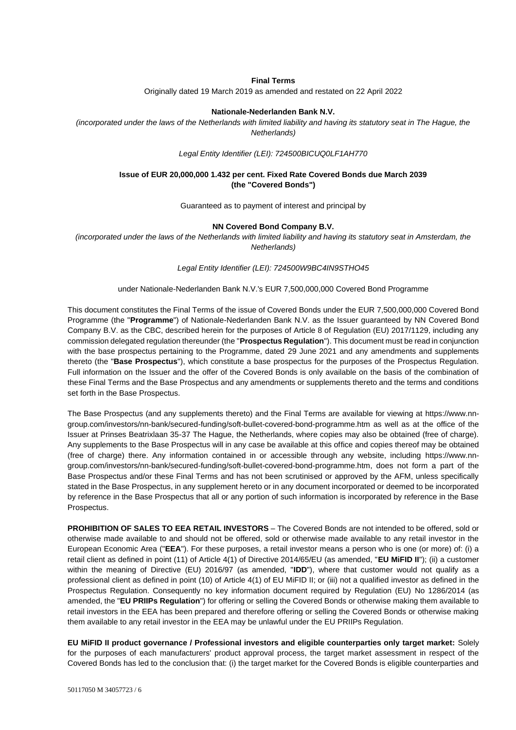**Final Terms**

Originally dated 19 March 2019 as amended and restated on 22 April 2022

**Nationale-Nederlanden Bank N.V.**

*(incorporated under the laws of the Netherlands with limited liability and having its statutory seat in The Hague, the Netherlands)*

*Legal Entity Identifier (LEI): 724500BICUQ0LF1AH770*

**Issue of EUR 20,000,000 1.432 per cent. Fixed Rate Covered Bonds due March 2039 (the "Covered Bonds")**

Guaranteed as to payment of interest and principal by

**NN Covered Bond Company B.V.**

*(incorporated under the laws of the Netherlands with limited liability and having its statutory seat in Amsterdam, the Netherlands)*

*Legal Entity Identifier (LEI): 724500W9BC4IN9STHO45*

under Nationale-Nederlanden Bank N.V.'s EUR 7,500,000,000 Covered Bond Programme

This document constitutes the Final Terms of the issue of Covered Bonds under the EUR 7,500,000,000 Covered Bond Programme (the "**Programme**") of Nationale-Nederlanden Bank N.V. as the Issuer guaranteed by NN Covered Bond Company B.V. as the CBC, described herein for the purposes of Article 8 of Regulation (EU) 2017/1129, including any commission delegated regulation thereunder (the "**Prospectus Regulation**"). This document must be read in conjunction with the base prospectus pertaining to the Programme, dated 29 June 2021 and any amendments and supplements thereto (the "**Base Prospectus**"), which constitute a base prospectus for the purposes of the Prospectus Regulation. Full information on the Issuer and the offer of the Covered Bonds is only available on the basis of the combination of these Final Terms and the Base Prospectus and any amendments or supplements thereto and the terms and conditions set forth in the Base Prospectus.

The Base Prospectus (and any supplements thereto) and the Final Terms are available for viewing at https://www.nn-group.com/investors/nn-bank/secured-funding/soft-bullet-covered-bond-programme.htm as well as at the office of the Issuer at Prinses Beatrixlaan 35-37 The Hague, the Netherlands, where copies may also be obtained (free of charge). Any supplements to the Base Prospectus will in any case be available at this office and copies thereof may be obtained (free of charge) there. Any information contained in or accessible through any website, including https://www.nn-group.com/investors/nn-bank/secured-funding/soft-bullet-covered-bond-programme.htm, does not form a part of the Base Prospectus and/or these Final Terms and has not been scrutinised or approved by the AFM, unless specifically stated in the Base Prospectus, in any supplement hereto or in any document incorporated or deemed to be incorporated by reference in the Base Prospectus that all or any portion of such information is incorporated by reference in the Base Prospectus.

**PROHIBITION OF SALES TO EEA RETAIL INVESTORS** – The Covered Bonds are not intended to be offered, sold or otherwise made available to and should not be offered, sold or otherwise made available to any retail investor in the European Economic Area ("**EEA**"). For these purposes, a retail investor means a person who is one (or more) of: (i) a retail client as defined in point (11) of Article 4(1) of Directive 2014/65/EU (as amended, "**EU MiFID II**"); (ii) a customer within the meaning of Directive (EU) 2016/97 (as amended, "**IDD**"), where that customer would not qualify as a professional client as defined in point (10) of Article 4(1) of EU MiFID II; or (iii) not a qualified investor as defined in the Prospectus Regulation. Consequently no key information document required by Regulation (EU) No 1286/2014 (as amended, the "**EU PRIIPs Regulation**") for offering or selling the Covered Bonds or otherwise making them available to retail investors in the EEA has been prepared and therefore offering or selling the Covered Bonds or otherwise making them available to any retail investor in the EEA may be unlawful under the EU PRIIPs Regulation.

**EU MiFID II product governance / Professional investors and eligible counterparties only target market:** Solely for the purposes of each manufacturers' product approval process, the target market assessment in respect of the Covered Bonds has led to the conclusion that: (i) the target market for the Covered Bonds is eligible counterparties and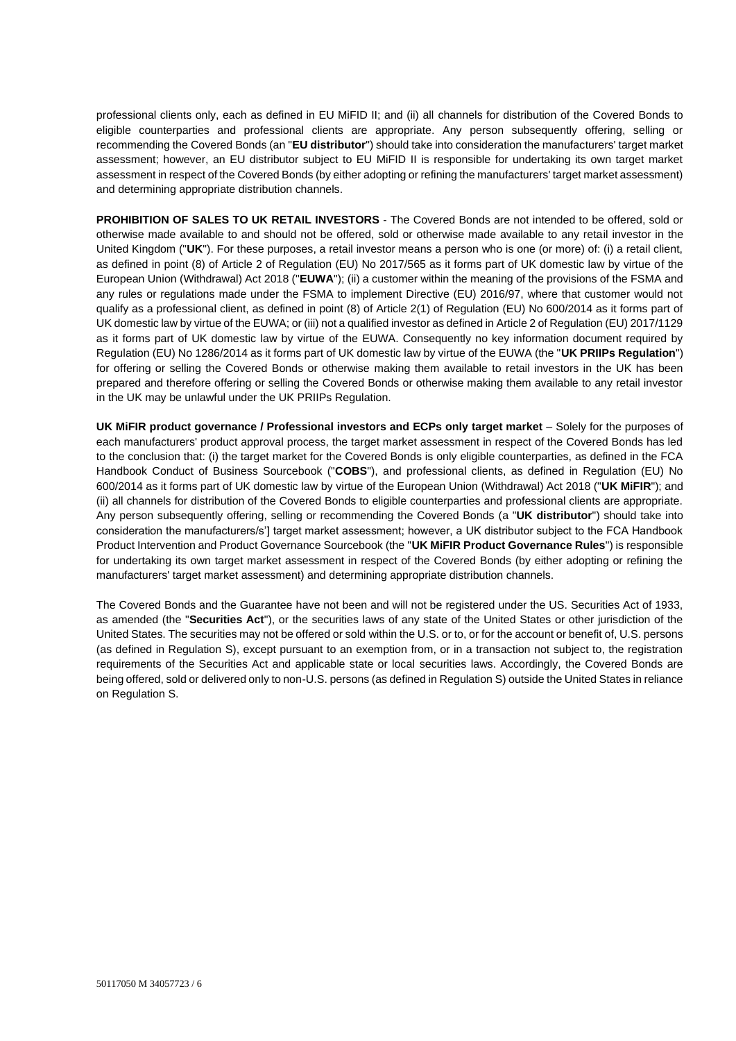professional clients only, each as defined in EU MiFID II; and (ii) all channels for distribution of the Covered Bonds to eligible counterparties and professional clients are appropriate. Any person subsequently offering, selling or recommending the Covered Bonds (an "**EU distributor**") should take into consideration the manufacturers' target market assessment; however, an EU distributor subject to EU MiFID II is responsible for undertaking its own target market assessment in respect of the Covered Bonds (by either adopting or refining the manufacturers' target market assessment) and determining appropriate distribution channels.

**PROHIBITION OF SALES TO UK RETAIL INVESTORS** - The Covered Bonds are not intended to be offered, sold or otherwise made available to and should not be offered, sold or otherwise made available to any retail investor in the United Kingdom ("**UK**"). For these purposes, a retail investor means a person who is one (or more) of: (i) a retail client, as defined in point (8) of Article 2 of Regulation (EU) No 2017/565 as it forms part of UK domestic law by virtue of the European Union (Withdrawal) Act 2018 ("**EUWA**"); (ii) a customer within the meaning of the provisions of the FSMA and any rules or regulations made under the FSMA to implement Directive (EU) 2016/97, where that customer would not qualify as a professional client, as defined in point (8) of Article 2(1) of Regulation (EU) No 600/2014 as it forms part of UK domestic law by virtue of the EUWA; or (iii) not a qualified investor as defined in Article 2 of Regulation (EU) 2017/1129 as it forms part of UK domestic law by virtue of the EUWA. Consequently no key information document required by Regulation (EU) No 1286/2014 as it forms part of UK domestic law by virtue of the EUWA (the "**UK PRIIPs Regulation**") for offering or selling the Covered Bonds or otherwise making them available to retail investors in the UK has been prepared and therefore offering or selling the Covered Bonds or otherwise making them available to any retail investor in the UK may be unlawful under the UK PRIIPs Regulation.

**UK MiFIR product governance / Professional investors and ECPs only target market** – Solely for the purposes of each manufacturers' product approval process, the target market assessment in respect of the Covered Bonds has led to the conclusion that: (i) the target market for the Covered Bonds is only eligible counterparties, as defined in the FCA Handbook Conduct of Business Sourcebook ("**COBS**"), and professional clients, as defined in Regulation (EU) No 600/2014 as it forms part of UK domestic law by virtue of the European Union (Withdrawal) Act 2018 ("**UK MiFIR**"); and (ii) all channels for distribution of the Covered Bonds to eligible counterparties and professional clients are appropriate. Any person subsequently offering, selling or recommending the Covered Bonds (a "**UK distributor**") should take into consideration the manufacturers/s'] target market assessment; however, a UK distributor subject to the FCA Handbook Product Intervention and Product Governance Sourcebook (the "**UK MiFIR Product Governance Rules**") is responsible for undertaking its own target market assessment in respect of the Covered Bonds (by either adopting or refining the manufacturers' target market assessment) and determining appropriate distribution channels.

The Covered Bonds and the Guarantee have not been and will not be registered under the US. Securities Act of 1933, as amended (the "**Securities Act**"), or the securities laws of any state of the United States or other jurisdiction of the United States. The securities may not be offered or sold within the U.S. or to, or for the account or benefit of, U.S. persons (as defined in Regulation S), except pursuant to an exemption from, or in a transaction not subject to, the registration requirements of the Securities Act and applicable state or local securities laws. Accordingly, the Covered Bonds are being offered, sold or delivered only to non-U.S. persons (as defined in Regulation S) outside the United States in reliance on Regulation S.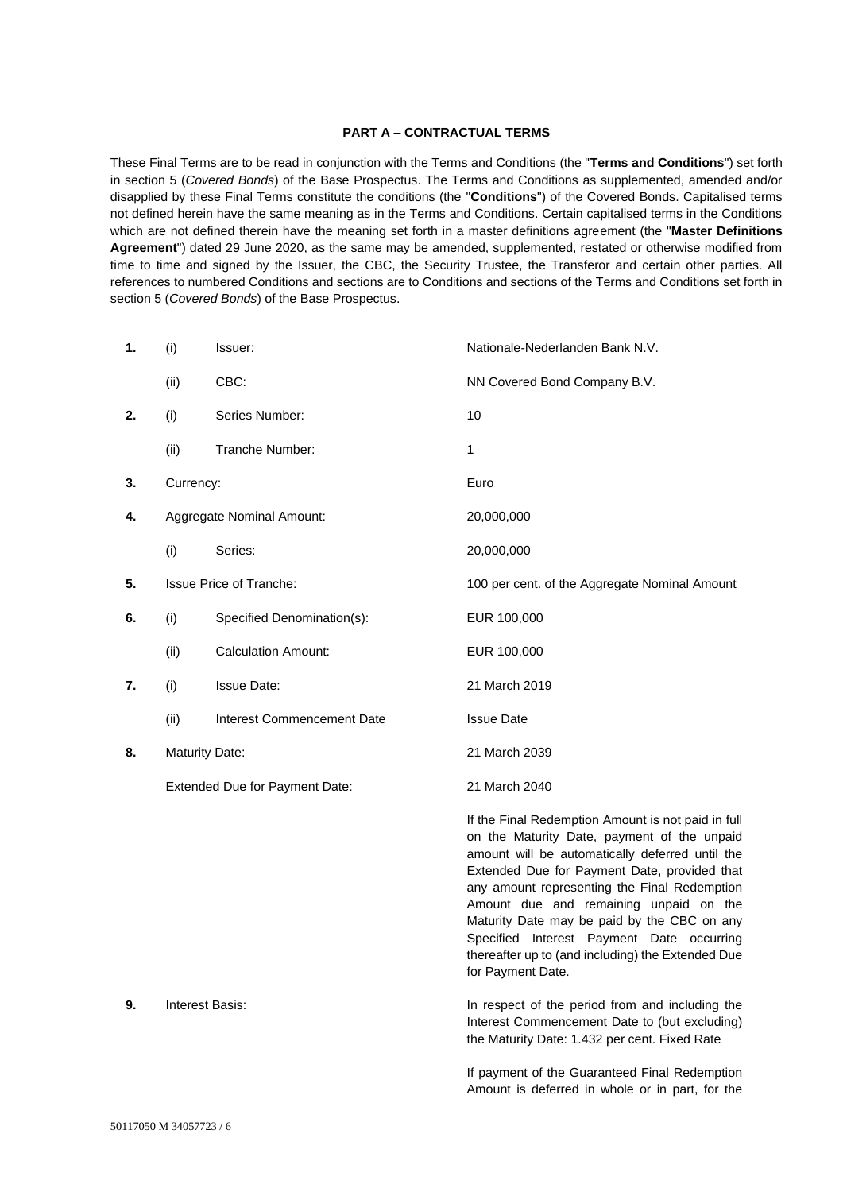### PART A – CONTRACTUAL TERMS

These Final Terms are to be read in conjunction with the Terms and Conditions (the "**Terms and Conditions**") set forth in section 5 (*Covered Bonds*) of the Base Prospectus. The Terms and Conditions as supplemented, amended and/or disapplied by these Final Terms constitute the conditions (the "**Conditions**") of the Covered Bonds. Capitalised terms not defined herein have the same meaning as in the Terms and Conditions. Certain capitalised terms in the Conditions which are not defined therein have the meaning set forth in a master definitions agreement (the "**Master Definitions Agreement**") dated 29 June 2020, as the same may be amended, supplemented, restated or otherwise modified from time to time and signed by the Issuer, the CBC, the Security Trustee, the Transferor and certain other parties. All references to numbered Conditions and sections are to Conditions and sections of the Terms and Conditions set forth in section 5 (*Covered Bonds*) of the Base Prospectus.

| | | | |
|---|---|---|---|
| **1.** | (i) | Issuer: | Nationale-Nederlanden Bank N.V. |
| | (ii) | CBC: | NN Covered Bond Company B.V. |
| **2.** | (i) | Series Number: | 10 |
| | (ii) | Tranche Number: | 1 |
| **3.** | Currency: | | Euro |
| **4.** | Aggregate Nominal Amount: | | 20,000,000 |
| | (i) | Series: | 20,000,000 |
| **5.** | Issue Price of Tranche: | | 100 per cent. of the Aggregate Nominal Amount |
| **6.** | (i) | Specified Denomination(s): | EUR 100,000 |
| | (ii) | Calculation Amount: | EUR 100,000 |
| **7.** | (i) | Issue Date: | 21 March 2019 |
| | (ii) | Interest Commencement Date | Issue Date |
| **8.** | Maturity Date: | | 21 March 2039 |
| | Extended Due for Payment Date: | | 21 March 2040 |
| | | | If the Final Redemption Amount is not paid in full on the Maturity Date, payment of the unpaid amount will be automatically deferred until the Extended Due for Payment Date, provided that any amount representing the Final Redemption Amount due and remaining unpaid on the Maturity Date may be paid by the CBC on any Specified Interest Payment Date occurring thereafter up to (and including) the Extended Due for Payment Date. |
| **9.** | Interest Basis: | | In respect of the period from and including the Interest Commencement Date to (but excluding) the Maturity Date: 1.432 per cent. Fixed Rate |
| | | | If payment of the Guaranteed Final Redemption Amount is deferred in whole or in part, for the |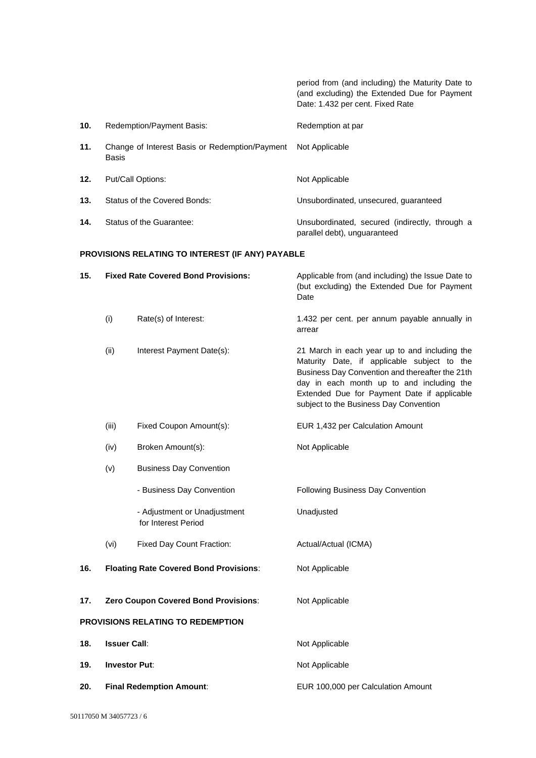| | | |
|---|---|---|
| | | period from (and including) the Maturity Date to (and excluding) the Extended Due for Payment Date: 1.432 per cent. Fixed Rate |
| **10.** | Redemption/Payment Basis: | Redemption at par |
| **11.** | Change of Interest Basis or Redemption/Payment Basis | Not Applicable |
| **12.** | Put/Call Options: | Not Applicable |
| **13.** | Status of the Covered Bonds: | Unsubordinated, unsecured, guaranteed |
| **14.** | Status of the Guarantee: | Unsubordinated, secured (indirectly, through a parallel debt), unguaranteed |

**PROVISIONS RELATING TO INTEREST (IF ANY) PAYABLE**

| | | | |
|---|---|---|---|
| **15.** | **Fixed Rate Covered Bond Provisions:** | | Applicable from (and including) the Issue Date to (but excluding) the Extended Due for Payment Date |
| | (i) | Rate(s) of Interest: | 1.432 per cent. per annum payable annually in arrear |
| | (ii) | Interest Payment Date(s): | 21 March in each year up to and including the Maturity Date, if applicable subject to the Business Day Convention and thereafter the 21th day in each month up to and including the Extended Due for Payment Date if applicable subject to the Business Day Convention |
| | (iii) | Fixed Coupon Amount(s): | EUR 1,432 per Calculation Amount |
| | (iv) | Broken Amount(s): | Not Applicable |
| | (v) | Business Day Convention | |
| | | - Business Day Convention | Following Business Day Convention |
| | | - Adjustment or Unadjustment for Interest Period | Unadjusted |
| | (vi) | Fixed Day Count Fraction: | Actual/Actual (ICMA) |
| **16.** | **Floating Rate Covered Bond Provisions**: | | Not Applicable |
| **17.** | **Zero Coupon Covered Bond Provisions**: | | Not Applicable |

**PROVISIONS RELATING TO REDEMPTION**

| | | |
|---|---|---|
| **18.** | **Issuer Call**: | Not Applicable |
| **19.** | **Investor Put**: | Not Applicable |
| **20.** | **Final Redemption Amount**: | EUR 100,000 per Calculation Amount |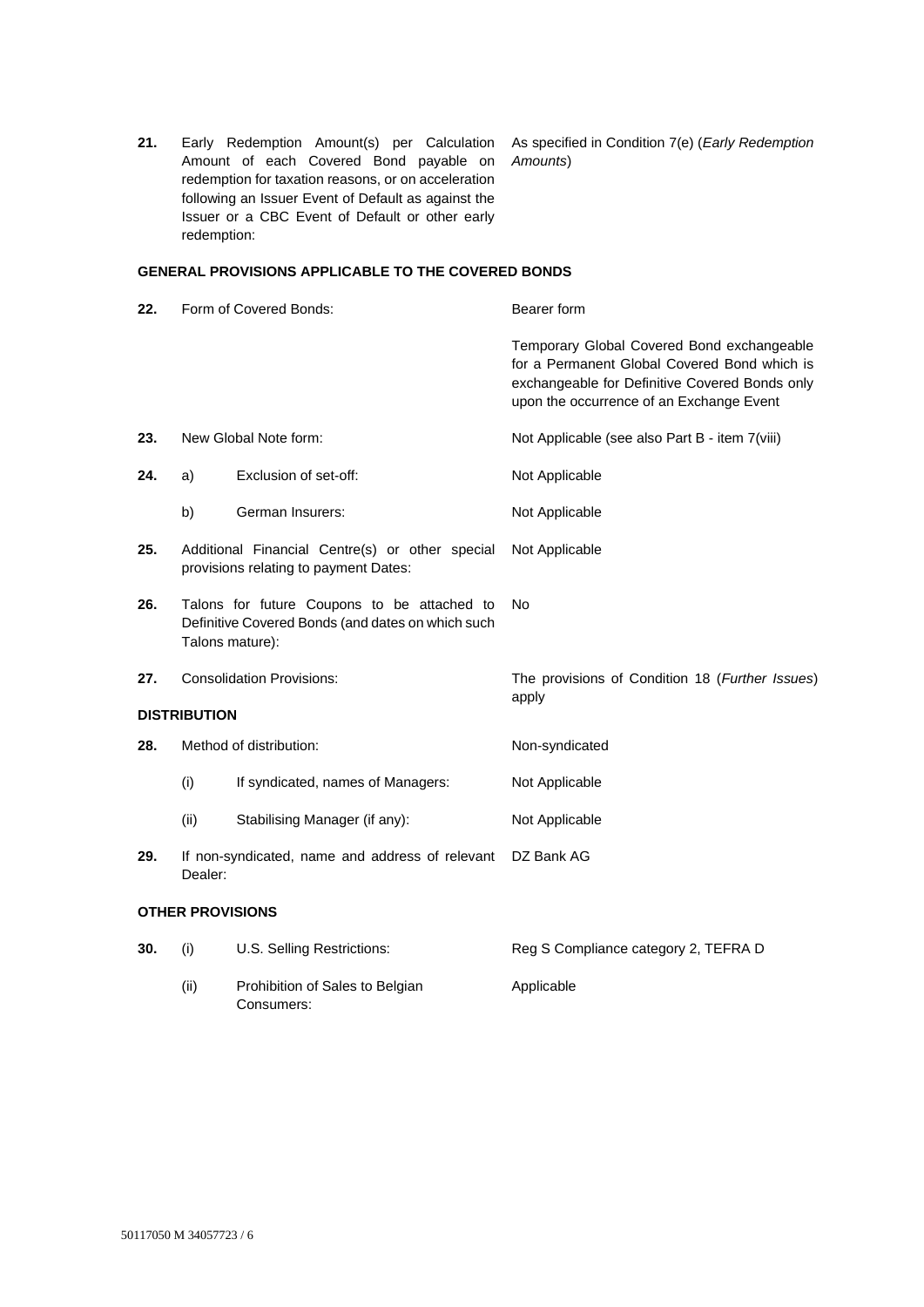| | | | |
|---|---|---|---|
| **21.** | Early Redemption Amount(s) per Calculation Amount of each Covered Bond payable on redemption for taxation reasons, or on acceleration following an Issuer Event of Default as against the Issuer or a CBC Event of Default or other early redemption: | | As specified in Condition 7(e) (*Early Redemption Amounts*) |

**GENERAL PROVISIONS APPLICABLE TO THE COVERED BONDS**

| | | | |
|---|---|---|---|
| **22.** | Form of Covered Bonds: | | Bearer form<br><br>Temporary Global Covered Bond exchangeable for a Permanent Global Covered Bond which is exchangeable for Definitive Covered Bonds only upon the occurrence of an Exchange Event |
| **23.** | New Global Note form: | | Not Applicable (see also Part B - item 7(viii) |
| **24.** | a) | Exclusion of set-off: | Not Applicable |
| | b) | German Insurers: | Not Applicable |
| **25.** | Additional Financial Centre(s) or other special provisions relating to payment Dates: | | Not Applicable |
| **26.** | Talons for future Coupons to be attached to Definitive Covered Bonds (and dates on which such Talons mature): | | No |
| **27.** | Consolidation Provisions: | | The provisions of Condition 18 (*Further Issues*) apply |

**DISTRIBUTION**

| | | | |
|---|---|---|---|
| **28.** | Method of distribution: | | Non-syndicated |
| | (i) | If syndicated, names of Managers: | Not Applicable |
| | (ii) | Stabilising Manager (if any): | Not Applicable |
| **29.** | If non-syndicated, name and address of relevant Dealer: | | DZ Bank AG |

**OTHER PROVISIONS**

| | | | |
|---|---|---|---|
| **30.** | (i) | U.S. Selling Restrictions: | Reg S Compliance category 2, TEFRA D |
| | (ii) | Prohibition of Sales to Belgian Consumers: | Applicable |

50117050 M 34057723 / 6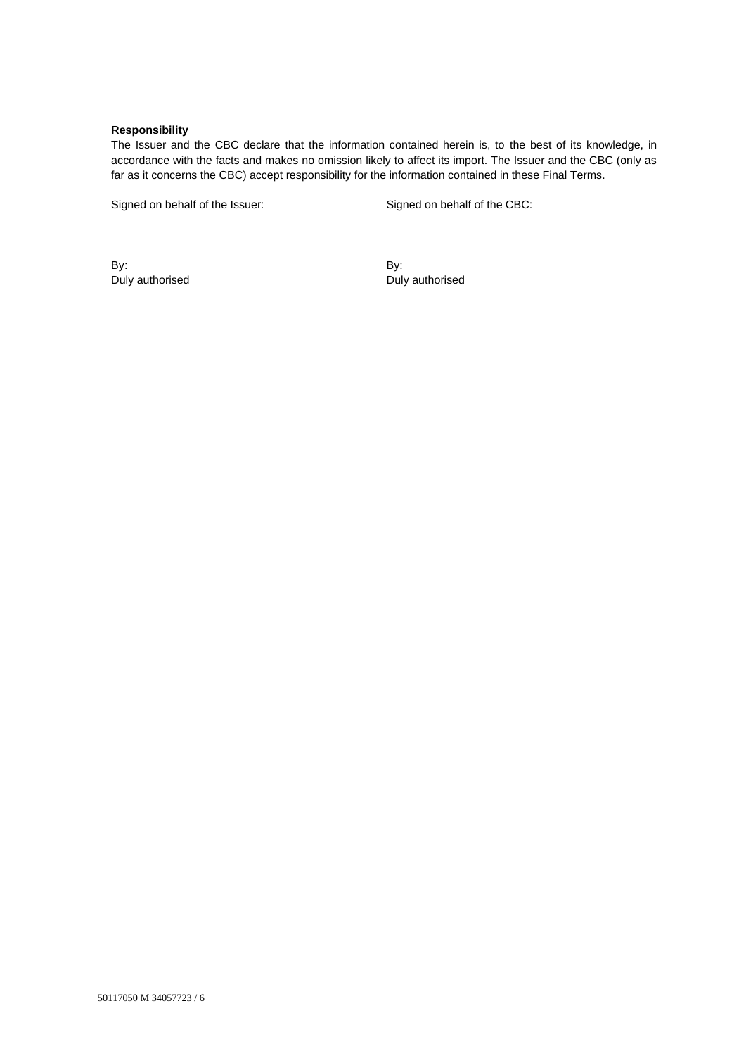**Responsibility**

The Issuer and the CBC declare that the information contained herein is, to the best of its knowledge, in accordance with the facts and makes no omission likely to affect its import. The Issuer and the CBC (only as far as it concerns the CBC) accept responsibility for the information contained in these Final Terms.

Signed on behalf of the Issuer:

By:
Duly authorised

Signed on behalf of the CBC:

By:
Duly authorised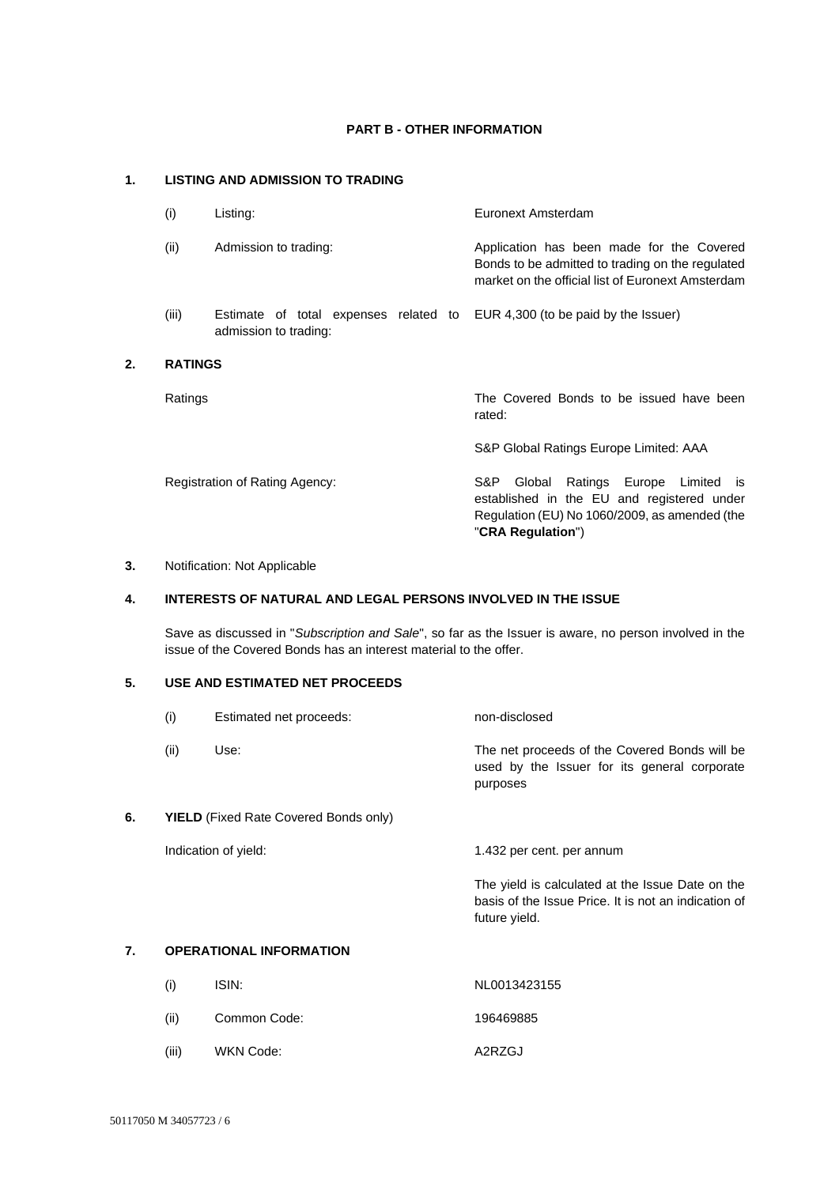## PART B - OTHER INFORMATION

**1. LISTING AND ADMISSION TO TRADING**

| | | |
|---|---|---|
| (i) | Listing: | Euronext Amsterdam |
| (ii) | Admission to trading: | Application has been made for the Covered Bonds to be admitted to trading on the regulated market on the official list of Euronext Amsterdam |
| (iii) | Estimate of total expenses related to admission to trading: | EUR 4,300 (to be paid by the Issuer) |

**2. RATINGS**

| | |
|---|---|
| Ratings | The Covered Bonds to be issued have been rated: |
| | S&P Global Ratings Europe Limited: AAA |
| Registration of Rating Agency: | S&P Global Ratings Europe Limited is established in the EU and registered under Regulation (EU) No 1060/2009, as amended (the "**CRA Regulation**") |

**3.** Notification: Not Applicable

**4. INTERESTS OF NATURAL AND LEGAL PERSONS INVOLVED IN THE ISSUE**

Save as discussed in "*Subscription and Sale*", so far as the Issuer is aware, no person involved in the issue of the Covered Bonds has an interest material to the offer.

**5. USE AND ESTIMATED NET PROCEEDS**

| | | |
|---|---|---|
| (i) | Estimated net proceeds: | non-disclosed |
| (ii) | Use: | The net proceeds of the Covered Bonds will be used by the Issuer for its general corporate purposes |

**6. YIELD** (Fixed Rate Covered Bonds only)

| | |
|---|---|
| Indication of yield: | 1.432 per cent. per annum |
| | The yield is calculated at the Issue Date on the basis of the Issue Price. It is not an indication of future yield. |

**7. OPERATIONAL INFORMATION**

| | | |
|---|---|---|
| (i) | ISIN: | NL0013423155 |
| (ii) | Common Code: | 196469885 |
| (iii) | WKN Code: | A2RZGJ |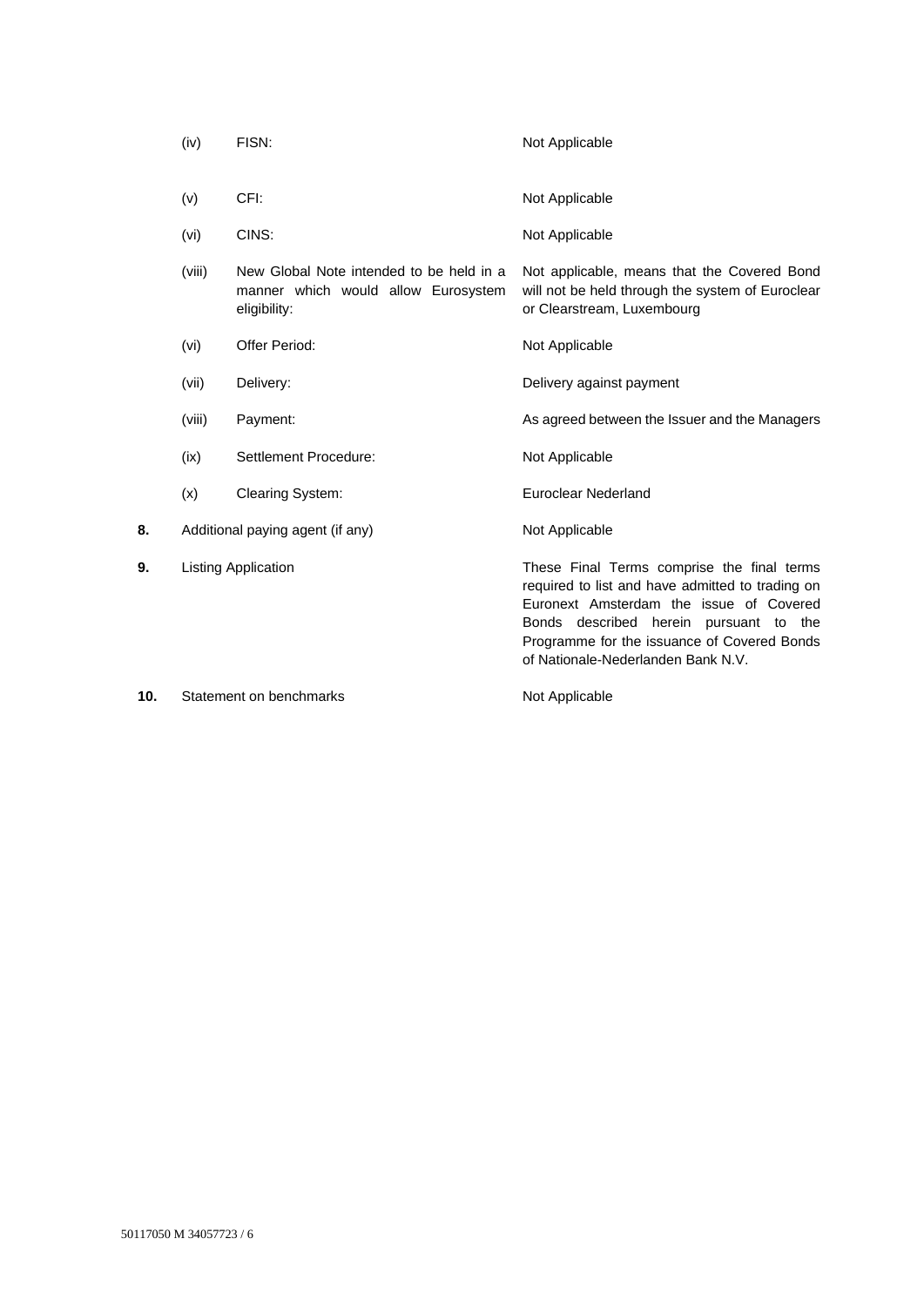| | | | |
|---|---|---|---|
| | (iv) | FISN: | Not Applicable |
| | (v) | CFI: | Not Applicable |
| | (vi) | CINS: | Not Applicable |
| | (viii) | New Global Note intended to be held in a manner which would allow Eurosystem eligibility: | Not applicable, means that the Covered Bond will not be held through the system of Euroclear or Clearstream, Luxembourg |
| | (vi) | Offer Period: | Not Applicable |
| | (vii) | Delivery: | Delivery against payment |
| | (viii) | Payment: | As agreed between the Issuer and the Managers |
| | (ix) | Settlement Procedure: | Not Applicable |
| | (x) | Clearing System: | Euroclear Nederland |
| **8.** | Additional paying agent (if any) | | Not Applicable |
| **9.** | Listing Application | | These Final Terms comprise the final terms required to list and have admitted to trading on Euronext Amsterdam the issue of Covered Bonds described herein pursuant to the Programme for the issuance of Covered Bonds of Nationale-Nederlanden Bank N.V. |
| **10.** | Statement on benchmarks | | Not Applicable |

50117050 M 34057723 / 6